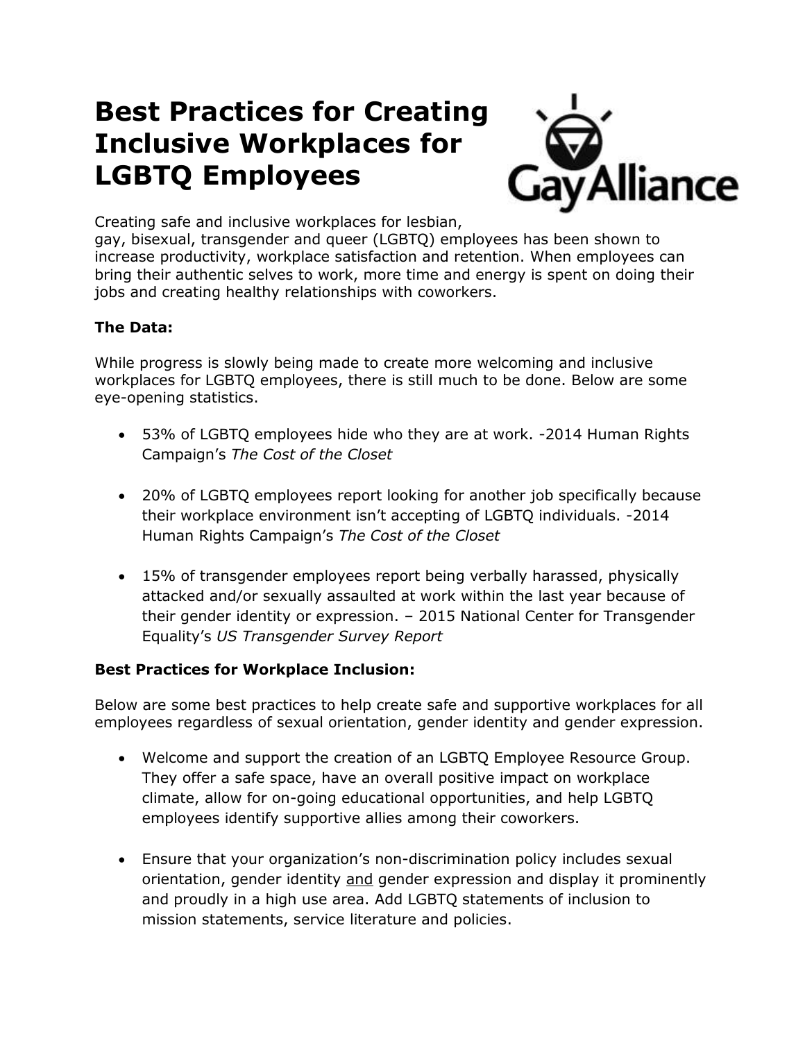# Best Practices for Creating Inclusive Workplaces for LGBTQ Employees

Creating safe and inclusive workplaces for lesbian, gay, bisexual, transgender and queer (LGBTQ) employees has been shown to increase productivity, workplace satisfaction and retention. When employees can bring their authentic selves to work, more time and energy is spent on doing their jobs and creating healthy relationships with coworkers.

**The Data:**

While progress is slowly being made to create more welcoming and inclusive workplaces for LGBTQ employees, there is still much to be done. Below are some eye-opening statistics.

- 53% of LGBTQ employees hide who they are at work. -2014 Human Rights Campaign's *The Cost of the Closet*

- 20% of LGBTQ employees report looking for another job specifically because their workplace environment isn't accepting of LGBTQ individuals. -2014 Human Rights Campaign's *The Cost of the Closet*

- 15% of transgender employees report being verbally harassed, physically attacked and/or sexually assaulted at work within the last year because of their gender identity or expression. – 2015 National Center for Transgender Equality's *US Transgender Survey Report*

**Best Practices for Workplace Inclusion:**

Below are some best practices to help create safe and supportive workplaces for all employees regardless of sexual orientation, gender identity and gender expression.

- Welcome and support the creation of an LGBTQ Employee Resource Group. They offer a safe space, have an overall positive impact on workplace climate, allow for on-going educational opportunities, and help LGBTQ employees identify supportive allies among their coworkers.

- Ensure that your organization's non-discrimination policy includes sexual orientation, gender identity and gender expression and display it prominently and proudly in a high use area. Add LGBTQ statements of inclusion to mission statements, service literature and policies.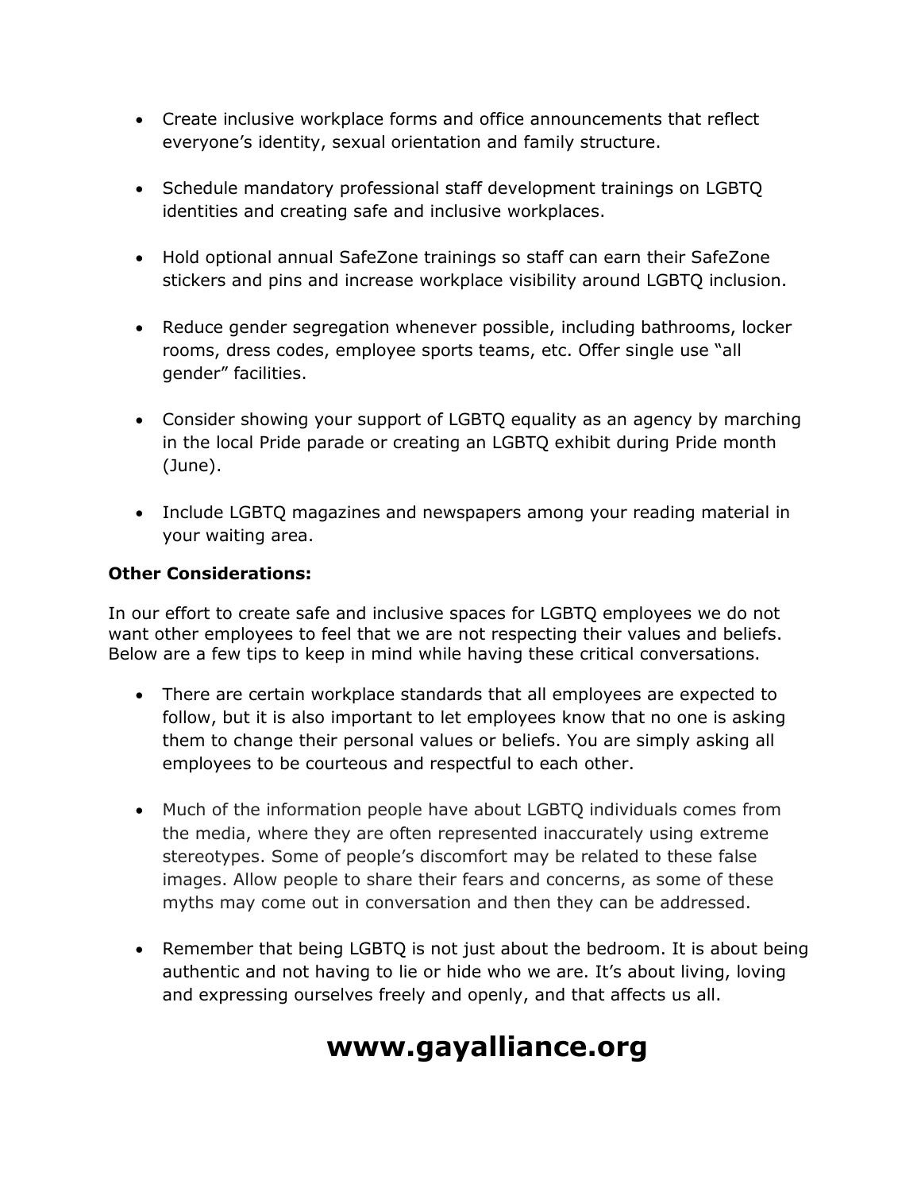- Create inclusive workplace forms and office announcements that reflect everyone's identity, sexual orientation and family structure.

- Schedule mandatory professional staff development trainings on LGBTQ identities and creating safe and inclusive workplaces.

- Hold optional annual SafeZone trainings so staff can earn their SafeZone stickers and pins and increase workplace visibility around LGBTQ inclusion.

- Reduce gender segregation whenever possible, including bathrooms, locker rooms, dress codes, employee sports teams, etc. Offer single use "all gender" facilities.

- Consider showing your support of LGBTQ equality as an agency by marching in the local Pride parade or creating an LGBTQ exhibit during Pride month (June).

- Include LGBTQ magazines and newspapers among your reading material in your waiting area.

**Other Considerations:**

In our effort to create safe and inclusive spaces for LGBTQ employees we do not want other employees to feel that we are not respecting their values and beliefs. Below are a few tips to keep in mind while having these critical conversations.

- There are certain workplace standards that all employees are expected to follow, but it is also important to let employees know that no one is asking them to change their personal values or beliefs. You are simply asking all employees to be courteous and respectful to each other.

- Much of the information people have about LGBTQ individuals comes from the media, where they are often represented inaccurately using extreme stereotypes. Some of people's discomfort may be related to these false images. Allow people to share their fears and concerns, as some of these myths may come out in conversation and then they can be addressed.

- Remember that being LGBTQ is not just about the bedroom. It is about being authentic and not having to lie or hide who we are. It's about living, loving and expressing ourselves freely and openly, and that affects us all.

## www.gayalliance.org